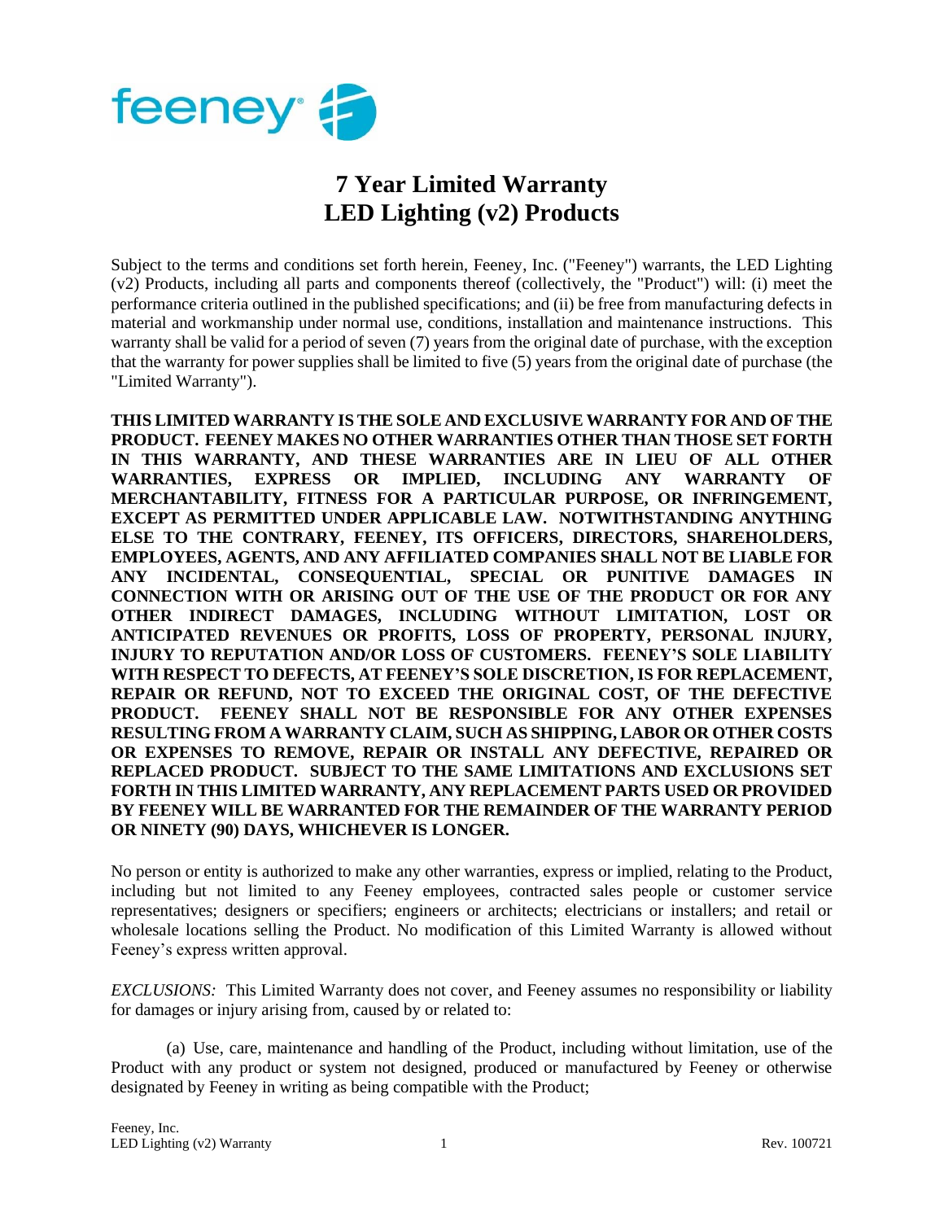feeney

# 7 Year Limited Warranty
# LED Lighting (v2) Products

Subject to the terms and conditions set forth herein, Feeney, Inc. ("Feeney") warrants, the LED Lighting (v2) Products, including all parts and components thereof (collectively, the "Product") will: (i) meet the performance criteria outlined in the published specifications; and (ii) be free from manufacturing defects in material and workmanship under normal use, conditions, installation and maintenance instructions. This warranty shall be valid for a period of seven (7) years from the original date of purchase, with the exception that the warranty for power supplies shall be limited to five (5) years from the original date of purchase (the "Limited Warranty").

**THIS LIMITED WARRANTY IS THE SOLE AND EXCLUSIVE WARRANTY FOR AND OF THE PRODUCT. FEENEY MAKES NO OTHER WARRANTIES OTHER THAN THOSE SET FORTH IN THIS WARRANTY, AND THESE WARRANTIES ARE IN LIEU OF ALL OTHER WARRANTIES, EXPRESS OR IMPLIED, INCLUDING ANY WARRANTY OF MERCHANTABILITY, FITNESS FOR A PARTICULAR PURPOSE, OR INFRINGEMENT, EXCEPT AS PERMITTED UNDER APPLICABLE LAW. NOTWITHSTANDING ANYTHING ELSE TO THE CONTRARY, FEENEY, ITS OFFICERS, DIRECTORS, SHAREHOLDERS, EMPLOYEES, AGENTS, AND ANY AFFILIATED COMPANIES SHALL NOT BE LIABLE FOR ANY INCIDENTAL, CONSEQUENTIAL, SPECIAL OR PUNITIVE DAMAGES IN CONNECTION WITH OR ARISING OUT OF THE USE OF THE PRODUCT OR FOR ANY OTHER INDIRECT DAMAGES, INCLUDING WITHOUT LIMITATION, LOST OR ANTICIPATED REVENUES OR PROFITS, LOSS OF PROPERTY, PERSONAL INJURY, INJURY TO REPUTATION AND/OR LOSS OF CUSTOMERS. FEENEY'S SOLE LIABILITY WITH RESPECT TO DEFECTS, AT FEENEY'S SOLE DISCRETION, IS FOR REPLACEMENT, REPAIR OR REFUND, NOT TO EXCEED THE ORIGINAL COST, OF THE DEFECTIVE PRODUCT. FEENEY SHALL NOT BE RESPONSIBLE FOR ANY OTHER EXPENSES RESULTING FROM A WARRANTY CLAIM, SUCH AS SHIPPING, LABOR OR OTHER COSTS OR EXPENSES TO REMOVE, REPAIR OR INSTALL ANY DEFECTIVE, REPAIRED OR REPLACED PRODUCT. SUBJECT TO THE SAME LIMITATIONS AND EXCLUSIONS SET FORTH IN THIS LIMITED WARRANTY, ANY REPLACEMENT PARTS USED OR PROVIDED BY FEENEY WILL BE WARRANTED FOR THE REMAINDER OF THE WARRANTY PERIOD OR NINETY (90) DAYS, WHICHEVER IS LONGER.**

No person or entity is authorized to make any other warranties, express or implied, relating to the Product, including but not limited to any Feeney employees, contracted sales people or customer service representatives; designers or specifiers; engineers or architects; electricians or installers; and retail or wholesale locations selling the Product. No modification of this Limited Warranty is allowed without Feeney's express written approval.

*EXCLUSIONS:* This Limited Warranty does not cover, and Feeney assumes no responsibility or liability for damages or injury arising from, caused by or related to:

(a) Use, care, maintenance and handling of the Product, including without limitation, use of the Product with any product or system not designed, produced or manufactured by Feeney or otherwise designated by Feeney in writing as being compatible with the Product;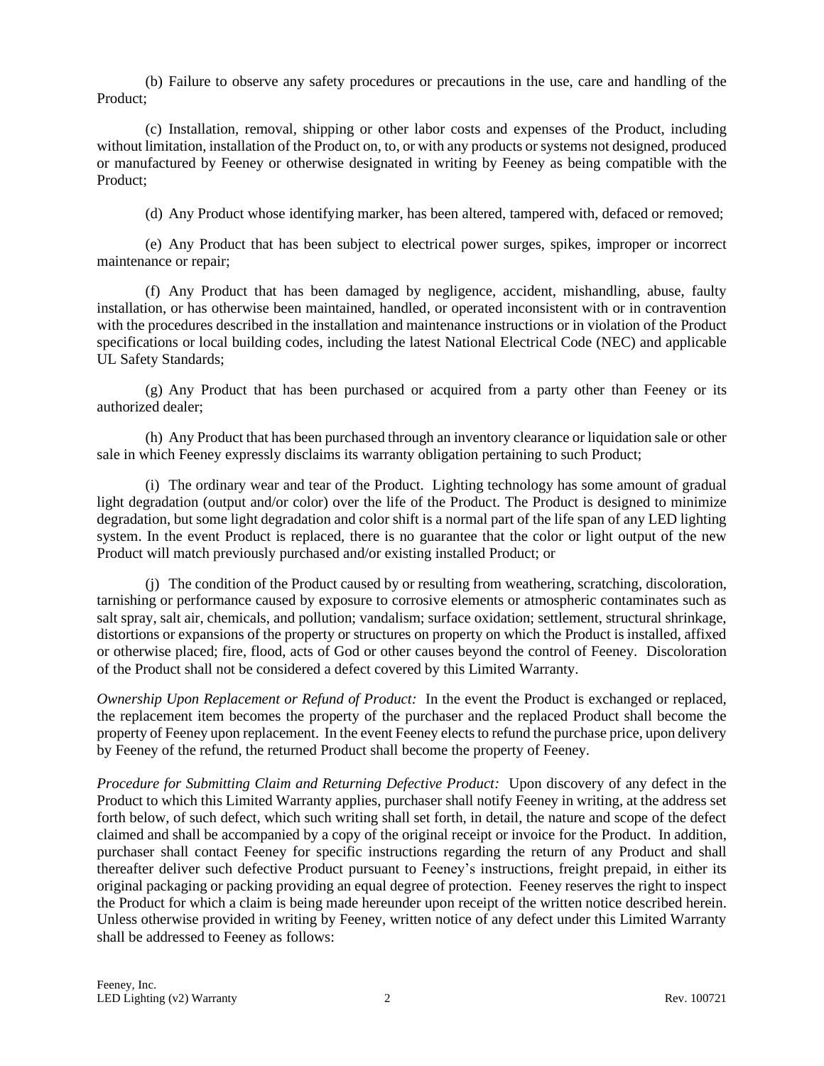(b) Failure to observe any safety procedures or precautions in the use, care and handling of the Product;

(c) Installation, removal, shipping or other labor costs and expenses of the Product, including without limitation, installation of the Product on, to, or with any products or systems not designed, produced or manufactured by Feeney or otherwise designated in writing by Feeney as being compatible with the Product;

(d) Any Product whose identifying marker, has been altered, tampered with, defaced or removed;

(e) Any Product that has been subject to electrical power surges, spikes, improper or incorrect maintenance or repair;

(f) Any Product that has been damaged by negligence, accident, mishandling, abuse, faulty installation, or has otherwise been maintained, handled, or operated inconsistent with or in contravention with the procedures described in the installation and maintenance instructions or in violation of the Product specifications or local building codes, including the latest National Electrical Code (NEC) and applicable UL Safety Standards;

(g) Any Product that has been purchased or acquired from a party other than Feeney or its authorized dealer;

(h) Any Product that has been purchased through an inventory clearance or liquidation sale or other sale in which Feeney expressly disclaims its warranty obligation pertaining to such Product;

(i) The ordinary wear and tear of the Product. Lighting technology has some amount of gradual light degradation (output and/or color) over the life of the Product. The Product is designed to minimize degradation, but some light degradation and color shift is a normal part of the life span of any LED lighting system. In the event Product is replaced, there is no guarantee that the color or light output of the new Product will match previously purchased and/or existing installed Product; or

(j) The condition of the Product caused by or resulting from weathering, scratching, discoloration, tarnishing or performance caused by exposure to corrosive elements or atmospheric contaminates such as salt spray, salt air, chemicals, and pollution; vandalism; surface oxidation; settlement, structural shrinkage, distortions or expansions of the property or structures on property on which the Product is installed, affixed or otherwise placed; fire, flood, acts of God or other causes beyond the control of Feeney. Discoloration of the Product shall not be considered a defect covered by this Limited Warranty.

*Ownership Upon Replacement or Refund of Product:* In the event the Product is exchanged or replaced, the replacement item becomes the property of the purchaser and the replaced Product shall become the property of Feeney upon replacement. In the event Feeney elects to refund the purchase price, upon delivery by Feeney of the refund, the returned Product shall become the property of Feeney.

*Procedure for Submitting Claim and Returning Defective Product:* Upon discovery of any defect in the Product to which this Limited Warranty applies, purchaser shall notify Feeney in writing, at the address set forth below, of such defect, which such writing shall set forth, in detail, the nature and scope of the defect claimed and shall be accompanied by a copy of the original receipt or invoice for the Product. In addition, purchaser shall contact Feeney for specific instructions regarding the return of any Product and shall thereafter deliver such defective Product pursuant to Feeney's instructions, freight prepaid, in either its original packaging or packing providing an equal degree of protection. Feeney reserves the right to inspect the Product for which a claim is being made hereunder upon receipt of the written notice described herein. Unless otherwise provided in writing by Feeney, written notice of any defect under this Limited Warranty shall be addressed to Feeney as follows: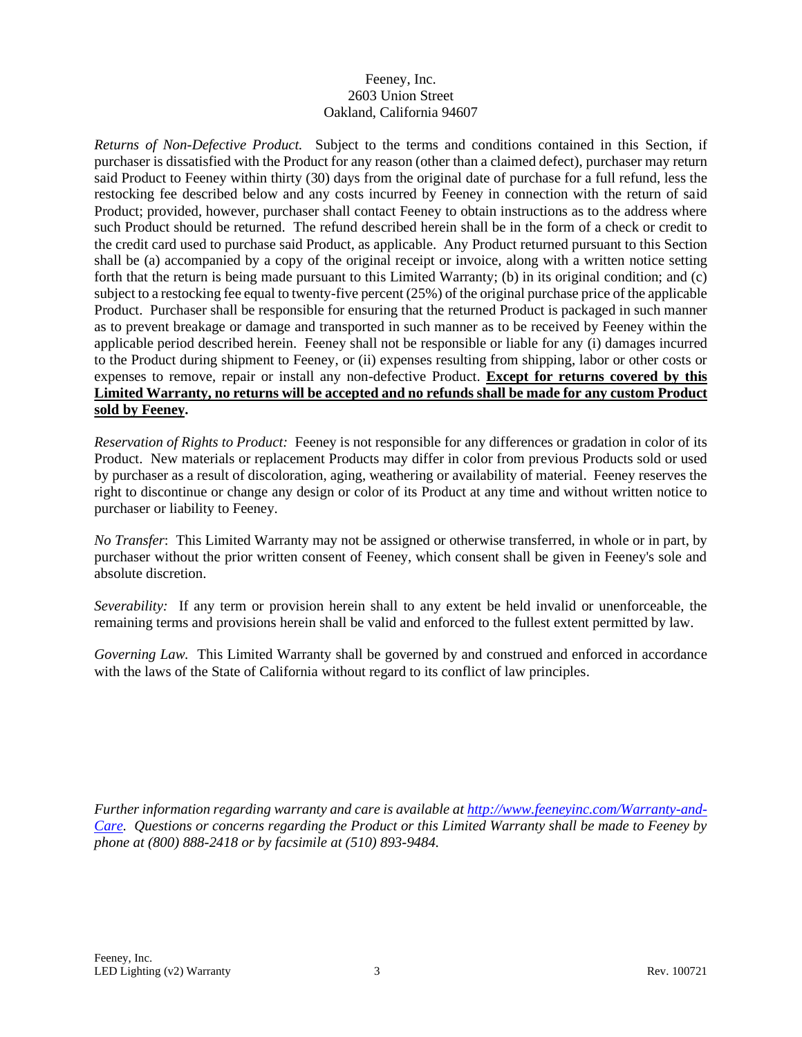Feeney, Inc.
2603 Union Street
Oakland, California 94607

*Returns of Non-Defective Product.* Subject to the terms and conditions contained in this Section, if purchaser is dissatisfied with the Product for any reason (other than a claimed defect), purchaser may return said Product to Feeney within thirty (30) days from the original date of purchase for a full refund, less the restocking fee described below and any costs incurred by Feeney in connection with the return of said Product; provided, however, purchaser shall contact Feeney to obtain instructions as to the address where such Product should be returned. The refund described herein shall be in the form of a check or credit to the credit card used to purchase said Product, as applicable. Any Product returned pursuant to this Section shall be (a) accompanied by a copy of the original receipt or invoice, along with a written notice setting forth that the return is being made pursuant to this Limited Warranty; (b) in its original condition; and (c) subject to a restocking fee equal to twenty-five percent (25%) of the original purchase price of the applicable Product. Purchaser shall be responsible for ensuring that the returned Product is packaged in such manner as to prevent breakage or damage and transported in such manner as to be received by Feeney within the applicable period described herein. Feeney shall not be responsible or liable for any (i) damages incurred to the Product during shipment to Feeney, or (ii) expenses resulting from shipping, labor or other costs or expenses to remove, repair or install any non-defective Product. **Except for returns covered by this Limited Warranty, no returns will be accepted and no refunds shall be made for any custom Product sold by Feeney.**

*Reservation of Rights to Product:* Feeney is not responsible for any differences or gradation in color of its Product. New materials or replacement Products may differ in color from previous Products sold or used by purchaser as a result of discoloration, aging, weathering or availability of material. Feeney reserves the right to discontinue or change any design or color of its Product at any time and without written notice to purchaser or liability to Feeney.

*No Transfer*: This Limited Warranty may not be assigned or otherwise transferred, in whole or in part, by purchaser without the prior written consent of Feeney, which consent shall be given in Feeney's sole and absolute discretion.

*Severability:* If any term or provision herein shall to any extent be held invalid or unenforceable, the remaining terms and provisions herein shall be valid and enforced to the fullest extent permitted by law.

*Governing Law.* This Limited Warranty shall be governed by and construed and enforced in accordance with the laws of the State of California without regard to its conflict of law principles.

*Further information regarding warranty and care is available at [http://www.feeneyinc.com/Warranty-and-Care](http://www.feeneyinc.com/Warranty-and-Care). Questions or concerns regarding the Product or this Limited Warranty shall be made to Feeney by phone at (800) 888-2418 or by facsimile at (510) 893-9484.*